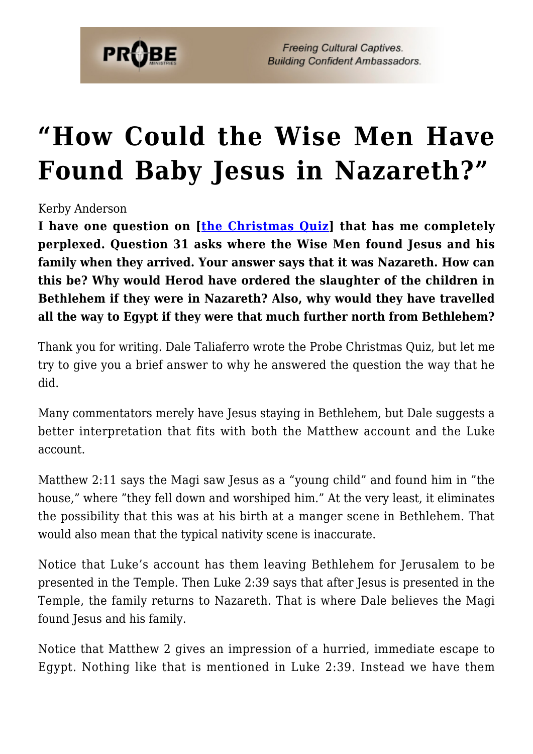# “How Could the Wise Men Have Found Baby Jesus in Nazareth?”

Kerby Anderson

**I have one question on [the Christmas Quiz] that has me completely perplexed. Question 31 asks where the Wise Men found Jesus and his family when they arrived. Your answer says that it was Nazareth. How can this be? Why would Herod have ordered the slaughter of the children in Bethlehem if they were in Nazareth? Also, why would they have travelled all the way to Egypt if they were that much further north from Bethlehem?**

Thank you for writing. Dale Taliaferro wrote the Probe Christmas Quiz, but let me try to give you a brief answer to why he answered the question the way that he did.

Many commentators merely have Jesus staying in Bethlehem, but Dale suggests a better interpretation that fits with both the Matthew account and the Luke account.

Matthew 2:11 says the Magi saw Jesus as a “young child” and found him in ”the house,” where ”they fell down and worshiped him.” At the very least, it eliminates the possibility that this was at his birth at a manger scene in Bethlehem. That would also mean that the typical nativity scene is inaccurate.

Notice that Luke’s account has them leaving Bethlehem for Jerusalem to be presented in the Temple. Then Luke 2:39 says that after Jesus is presented in the Temple, the family returns to Nazareth. That is where Dale believes the Magi found Jesus and his family.

Notice that Matthew 2 gives an impression of a hurried, immediate escape to Egypt. Nothing like that is mentioned in Luke 2:39. Instead we have them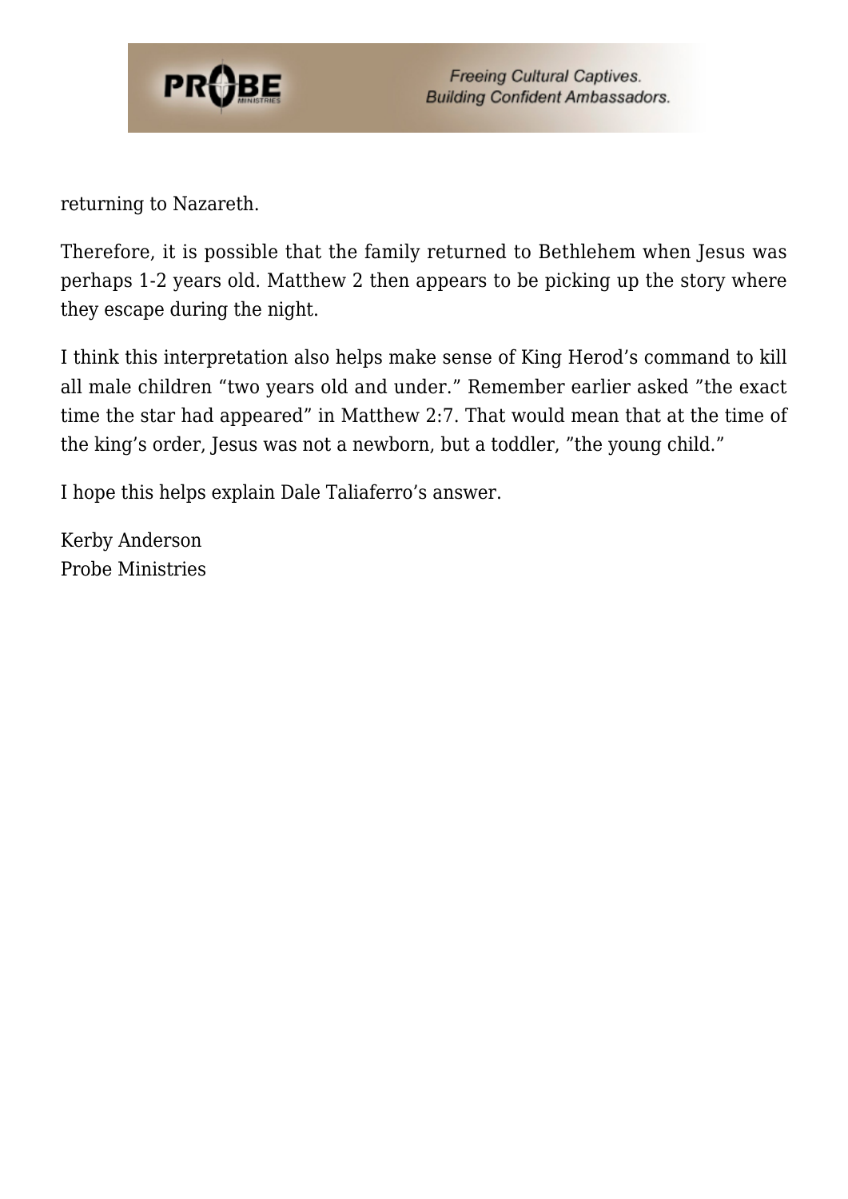returning to Nazareth.

Therefore, it is possible that the family returned to Bethlehem when Jesus was perhaps 1-2 years old. Matthew 2 then appears to be picking up the story where they escape during the night.

I think this interpretation also helps make sense of King Herod's command to kill all male children "two years old and under." Remember earlier asked "the exact time the star had appeared" in Matthew 2:7. That would mean that at the time of the king's order, Jesus was not a newborn, but a toddler, "the young child."

I hope this helps explain Dale Taliaferro's answer.

Kerby Anderson  
Probe Ministries